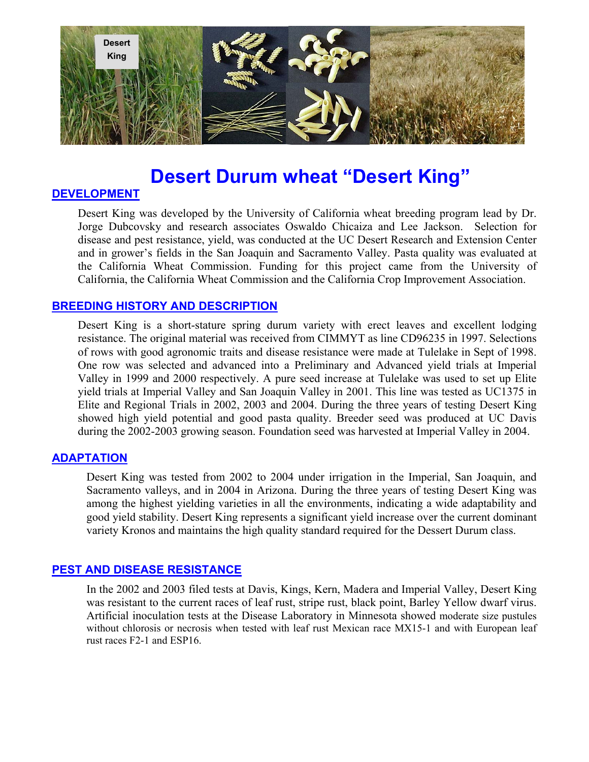# Desert Durum wheat "Desert King"

## DEVELOPMENT

Desert King was developed by the University of California wheat breeding program lead by Dr. Jorge Dubcovsky and research associates Oswaldo Chicaiza and Lee Jackson. Selection for disease and pest resistance, yield, was conducted at the UC Desert Research and Extension Center and in grower's fields in the San Joaquin and Sacramento Valley. Pasta quality was evaluated at the California Wheat Commission. Funding for this project came from the University of California, the California Wheat Commission and the California Crop Improvement Association.

## BREEDING HISTORY AND DESCRIPTION

Desert King is a short-stature spring durum variety with erect leaves and excellent lodging resistance. The original material was received from CIMMYT as line CD96235 in 1997. Selections of rows with good agronomic traits and disease resistance were made at Tulelake in Sept of 1998. One row was selected and advanced into a Preliminary and Advanced yield trials at Imperial Valley in 1999 and 2000 respectively. A pure seed increase at Tulelake was used to set up Elite yield trials at Imperial Valley and San Joaquin Valley in 2001. This line was tested as UC1375 in Elite and Regional Trials in 2002, 2003 and 2004. During the three years of testing Desert King showed high yield potential and good pasta quality. Breeder seed was produced at UC Davis during the 2002-2003 growing season. Foundation seed was harvested at Imperial Valley in 2004.

## ADAPTATION

Desert King was tested from 2002 to 2004 under irrigation in the Imperial, San Joaquin, and Sacramento valleys, and in 2004 in Arizona. During the three years of testing Desert King was among the highest yielding varieties in all the environments, indicating a wide adaptability and good yield stability. Desert King represents a significant yield increase over the current dominant variety Kronos and maintains the high quality standard required for the Dessert Durum class.

## PEST AND DISEASE RESISTANCE

In the 2002 and 2003 filed tests at Davis, Kings, Kern, Madera and Imperial Valley, Desert King was resistant to the current races of leaf rust, stripe rust, black point, Barley Yellow dwarf virus. Artificial inoculation tests at the Disease Laboratory in Minnesota showed moderate size pustules without chlorosis or necrosis when tested with leaf rust Mexican race MX15-1 and with European leaf rust races F2-1 and ESP16.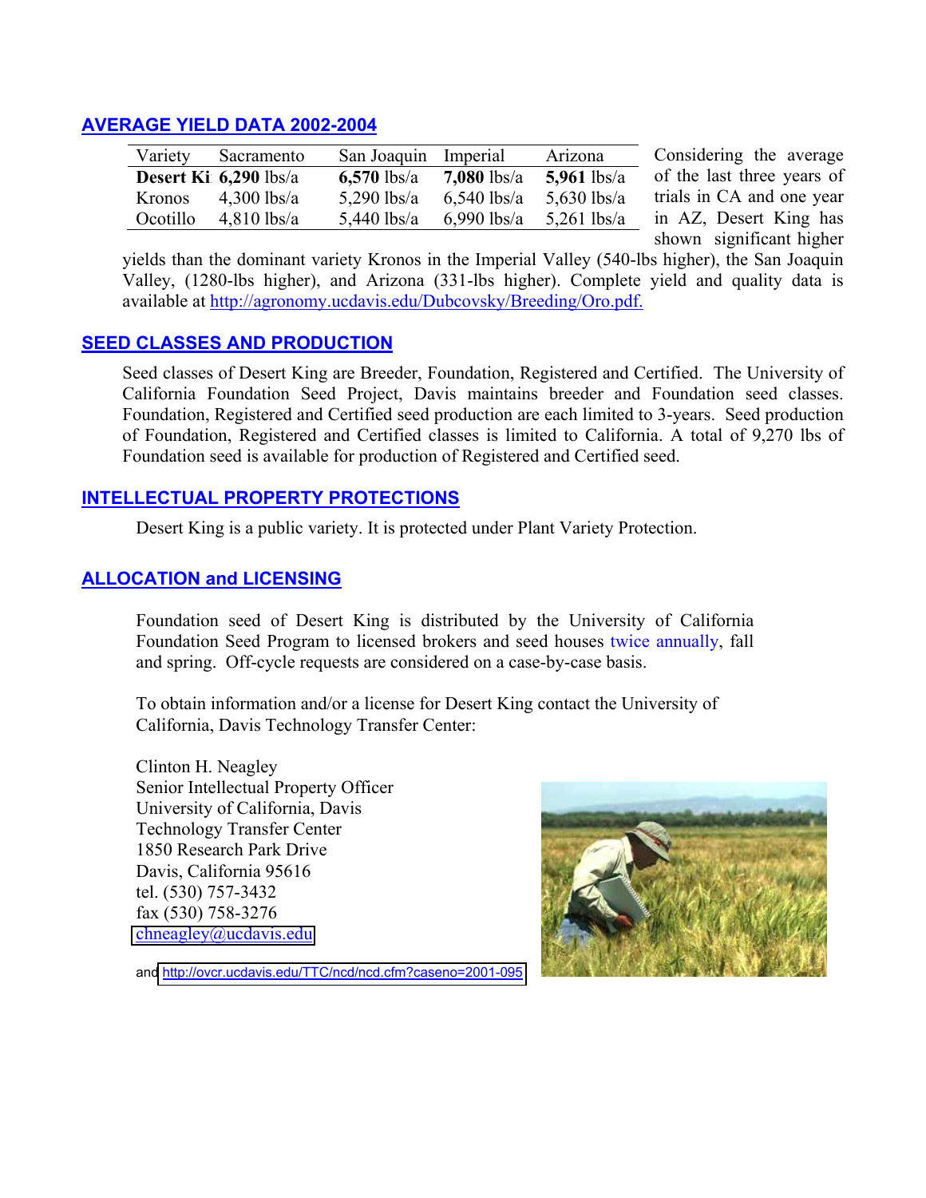## AVERAGE YIELD DATA 2002-2004

| Variety | Sacramento | San Joaquin | Imperial | Arizona |
|---|---|---|---|---|
| **Desert Ki** | **6,290** lbs/a | **6,570** lbs/a | **7,080** lbs/a | **5,961** lbs/a |
| Kronos | 4,300 lbs/a | 5,290 lbs/a | 6,540 lbs/a | 5,630 lbs/a |
| Ocotillo | 4,810 lbs/a | 5,440 lbs/a | 6,990 lbs/a | 5,261 lbs/a |

Considering the average of the last three years of trials in CA and one year in AZ, Desert King has shown significant higher yields than the dominant variety Kronos in the Imperial Valley (540-lbs higher), the San Joaquin Valley, (1280-lbs higher), and Arizona (331-lbs higher). Complete yield and quality data is available at http://agronomy.ucdavis.edu/Dubcovsky/Breeding/Oro.pdf.

## SEED CLASSES AND PRODUCTION

Seed classes of Desert King are Breeder, Foundation, Registered and Certified. The University of California Foundation Seed Project, Davis maintains breeder and Foundation seed classes. Foundation, Registered and Certified seed production are each limited to 3-years. Seed production of Foundation, Registered and Certified classes is limited to California. A total of 9,270 lbs of Foundation seed is available for production of Registered and Certified seed.

## INTELLECTUAL PROPERTY PROTECTIONS

Desert King is a public variety. It is protected under Plant Variety Protection.

## ALLOCATION and LICENSING

Foundation seed of Desert King is distributed by the University of California Foundation Seed Program to licensed brokers and seed houses twice annually, fall and spring. Off-cycle requests are considered on a case-by-case basis.

To obtain information and/or a license for Desert King contact the University of California, Davis Technology Transfer Center:

Clinton H. Neagley
Senior Intellectual Property Officer
University of California, Davis
Technology Transfer Center
1850 Research Park Drive
Davis, California 95616
tel. (530) 757-3432
fax (530) 758-3276
chneagley@ucdavis.edu

and http://ovcr.ucdavis.edu/TTC/ncd/ncd.cfm?caseno=2001-095